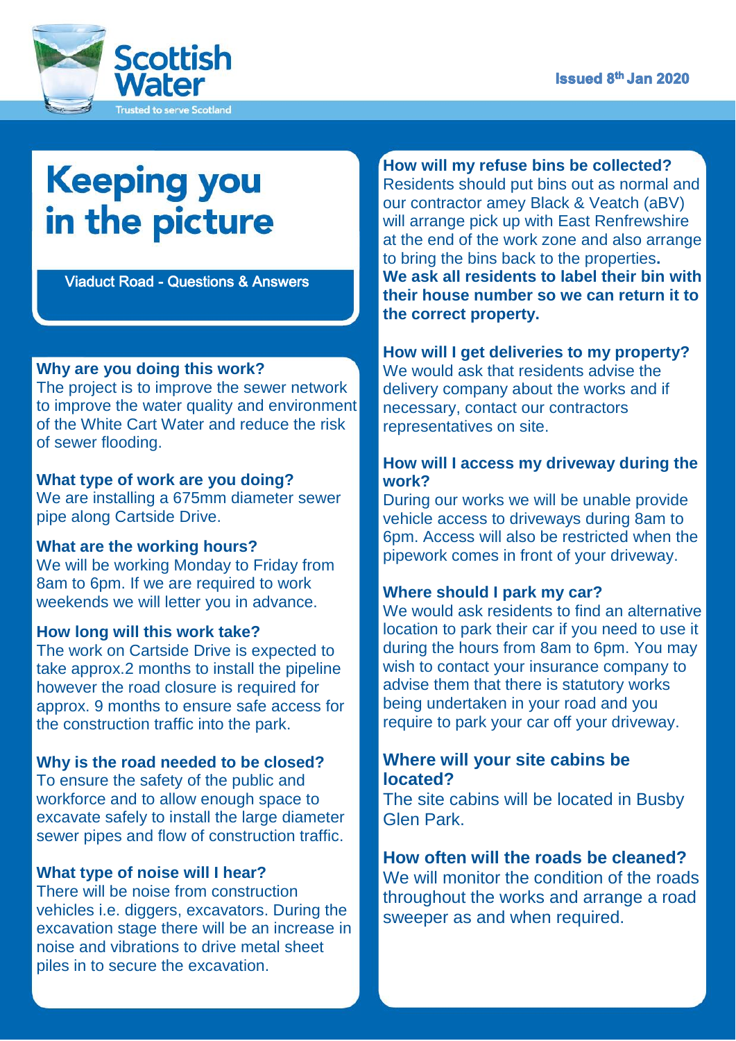Scottish Water

Trusted to serve Scotland

Issued 8th Jan 2020

# Keeping you in the picture

Viaduct Road - Questions & Answers

**Why are you doing this work?**
The project is to improve the sewer network to improve the water quality and environment of the White Cart Water and reduce the risk of sewer flooding.

**What type of work are you doing?**
We are installing a 675mm diameter sewer pipe along Cartside Drive.

**What are the working hours?**
We will be working Monday to Friday from 8am to 6pm. If we are required to work weekends we will letter you in advance.

**How long will this work take?**
The work on Cartside Drive is expected to take approx.2 months to install the pipeline however the road closure is required for approx. 9 months to ensure safe access for the construction traffic into the park.

**Why is the road needed to be closed?**
To ensure the safety of the public and workforce and to allow enough space to excavate safely to install the large diameter sewer pipes and flow of construction traffic.

**What type of noise will I hear?**
There will be noise from construction vehicles i.e. diggers, excavators. During the excavation stage there will be an increase in noise and vibrations to drive metal sheet piles in to secure the excavation.

**How will my refuse bins be collected?**
Residents should put bins out as normal and our contractor amey Black & Veatch (aBV) will arrange pick up with East Renfrewshire at the end of the work zone and also arrange to bring the bins back to the properties. **We ask all residents to label their bin with their house number so we can return it to the correct property.**

**How will I get deliveries to my property?**
We would ask that residents advise the delivery company about the works and if necessary, contact our contractors representatives on site.

**How will I access my driveway during the work?**
During our works we will be unable provide vehicle access to driveways during 8am to 6pm. Access will also be restricted when the pipework comes in front of your driveway.

**Where should I park my car?**
We would ask residents to find an alternative location to park their car if you need to use it during the hours from 8am to 6pm. You may wish to contact your insurance company to advise them that there is statutory works being undertaken in your road and you require to park your car off your driveway.

**Where will your site cabins be located?**
The site cabins will be located in Busby Glen Park.

**How often will the roads be cleaned?**
We will monitor the condition of the roads throughout the works and arrange a road sweeper as and when required.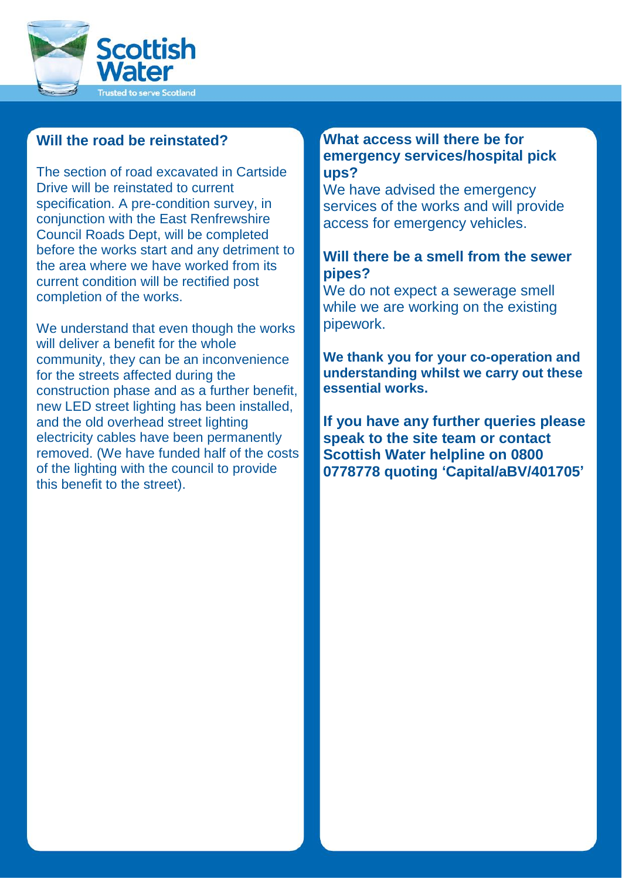## Will the road be reinstated?

The section of road excavated in Cartside Drive will be reinstated to current specification. A pre-condition survey, in conjunction with the East Renfrewshire Council Roads Dept, will be completed before the works start and any detriment to the area where we have worked from its current condition will be rectified post completion of the works.

We understand that even though the works will deliver a benefit for the whole community, they can be an inconvenience for the streets affected during the construction phase and as a further benefit, new LED street lighting has been installed, and the old overhead street lighting electricity cables have been permanently removed. (We have funded half of the costs of the lighting with the council to provide this benefit to the street).

## What access will there be for emergency services/hospital pick ups?

We have advised the emergency services of the works and will provide access for emergency vehicles.

## Will there be a smell from the sewer pipes?

We do not expect a sewerage smell while we are working on the existing pipework.

**We thank you for your co-operation and understanding whilst we carry out these essential works.**

**If you have any further queries please speak to the site team or contact Scottish Water helpline on 0800 0778778 quoting 'Capital/aBV/401705'**